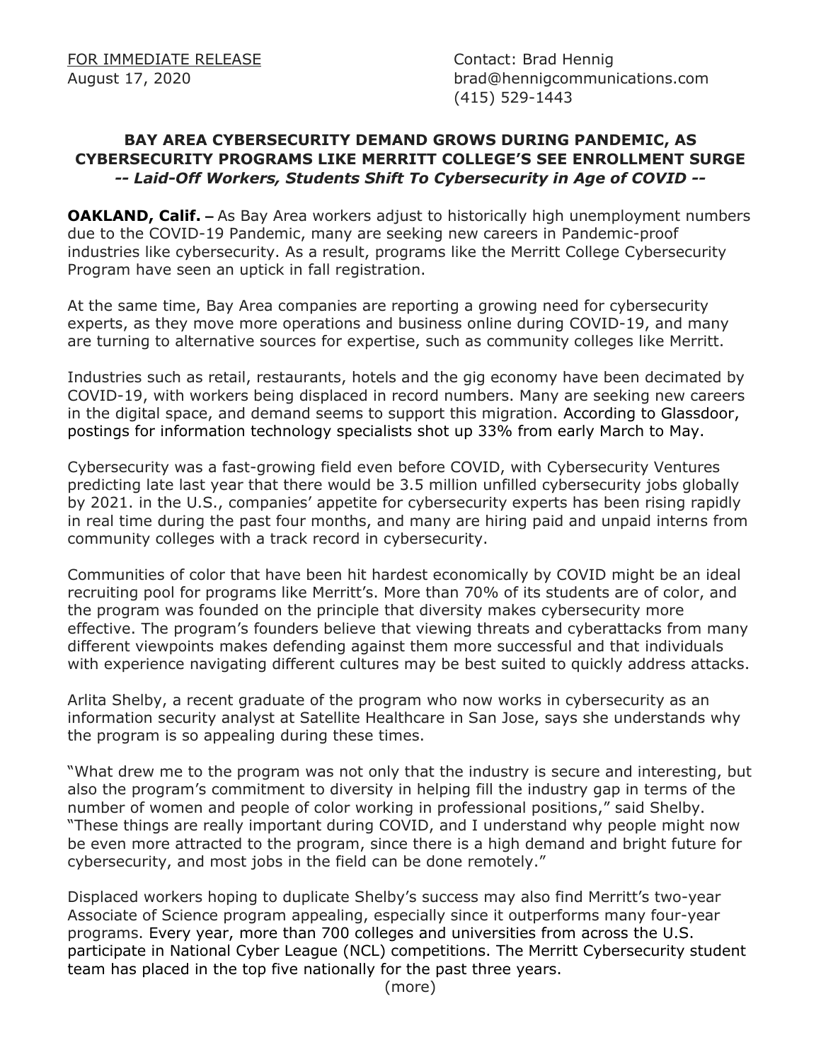FOR IMMEDIATE RELEASE
August 17, 2020

Contact: Brad Hennig
brad@hennigcommunications.com
(415) 529-1443

## BAY AREA CYBERSECURITY DEMAND GROWS DURING PANDEMIC, AS CYBERSECURITY PROGRAMS LIKE MERRITT COLLEGE'S SEE ENROLLMENT SURGE

***-- Laid-Off Workers, Students Shift To Cybersecurity in Age of COVID --***

**OAKLAND, Calif. –** As Bay Area workers adjust to historically high unemployment numbers due to the COVID-19 Pandemic, many are seeking new careers in Pandemic-proof industries like cybersecurity. As a result, programs like the Merritt College Cybersecurity Program have seen an uptick in fall registration.

At the same time, Bay Area companies are reporting a growing need for cybersecurity experts, as they move more operations and business online during COVID-19, and many are turning to alternative sources for expertise, such as community colleges like Merritt.

Industries such as retail, restaurants, hotels and the gig economy have been decimated by COVID-19, with workers being displaced in record numbers. Many are seeking new careers in the digital space, and demand seems to support this migration. According to Glassdoor, postings for information technology specialists shot up 33% from early March to May.

Cybersecurity was a fast-growing field even before COVID, with Cybersecurity Ventures predicting late last year that there would be 3.5 million unfilled cybersecurity jobs globally by 2021. in the U.S., companies' appetite for cybersecurity experts has been rising rapidly in real time during the past four months, and many are hiring paid and unpaid interns from community colleges with a track record in cybersecurity.

Communities of color that have been hit hardest economically by COVID might be an ideal recruiting pool for programs like Merritt's. More than 70% of its students are of color, and the program was founded on the principle that diversity makes cybersecurity more effective. The program's founders believe that viewing threats and cyberattacks from many different viewpoints makes defending against them more successful and that individuals with experience navigating different cultures may be best suited to quickly address attacks.

Arlita Shelby, a recent graduate of the program who now works in cybersecurity as an information security analyst at Satellite Healthcare in San Jose, says she understands why the program is so appealing during these times.

"What drew me to the program was not only that the industry is secure and interesting, but also the program's commitment to diversity in helping fill the industry gap in terms of the number of women and people of color working in professional positions," said Shelby. "These things are really important during COVID, and I understand why people might now be even more attracted to the program, since there is a high demand and bright future for cybersecurity, and most jobs in the field can be done remotely."

Displaced workers hoping to duplicate Shelby's success may also find Merritt's two-year Associate of Science program appealing, especially since it outperforms many four-year programs. Every year, more than 700 colleges and universities from across the U.S. participate in National Cyber League (NCL) competitions. The Merritt Cybersecurity student team has placed in the top five nationally for the past three years.

(more)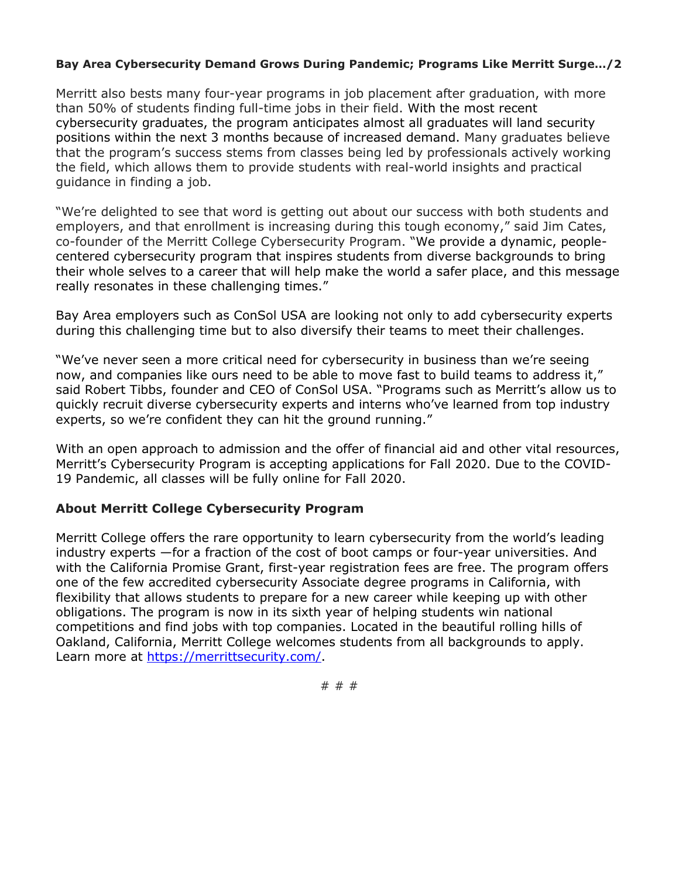Merritt also bests many four-year programs in job placement after graduation, with more than 50% of students finding full-time jobs in their field. With the most recent cybersecurity graduates, the program anticipates almost all graduates will land security positions within the next 3 months because of increased demand. Many graduates believe that the program's success stems from classes being led by professionals actively working the field, which allows them to provide students with real-world insights and practical guidance in finding a job.

"We're delighted to see that word is getting out about our success with both students and employers, and that enrollment is increasing during this tough economy," said Jim Cates, co-founder of the Merritt College Cybersecurity Program. "We provide a dynamic, people-centered cybersecurity program that inspires students from diverse backgrounds to bring their whole selves to a career that will help make the world a safer place, and this message really resonates in these challenging times."

Bay Area employers such as ConSol USA are looking not only to add cybersecurity experts during this challenging time but to also diversify their teams to meet their challenges.

"We've never seen a more critical need for cybersecurity in business than we're seeing now, and companies like ours need to be able to move fast to build teams to address it," said Robert Tibbs, founder and CEO of ConSol USA. "Programs such as Merritt's allow us to quickly recruit diverse cybersecurity experts and interns who've learned from top industry experts, so we're confident they can hit the ground running."

With an open approach to admission and the offer of financial aid and other vital resources, Merritt's Cybersecurity Program is accepting applications for Fall 2020. Due to the COVID-19 Pandemic, all classes will be fully online for Fall 2020.

## About Merritt College Cybersecurity Program

Merritt College offers the rare opportunity to learn cybersecurity from the world's leading industry experts —for a fraction of the cost of boot camps or four-year universities. And with the California Promise Grant, first-year registration fees are free. The program offers one of the few accredited cybersecurity Associate degree programs in California, with flexibility that allows students to prepare for a new career while keeping up with other obligations. The program is now in its sixth year of helping students win national competitions and find jobs with top companies. Located in the beautiful rolling hills of Oakland, California, Merritt College welcomes students from all backgrounds to apply. Learn more at https://merrittsecurity.com/.

# # #